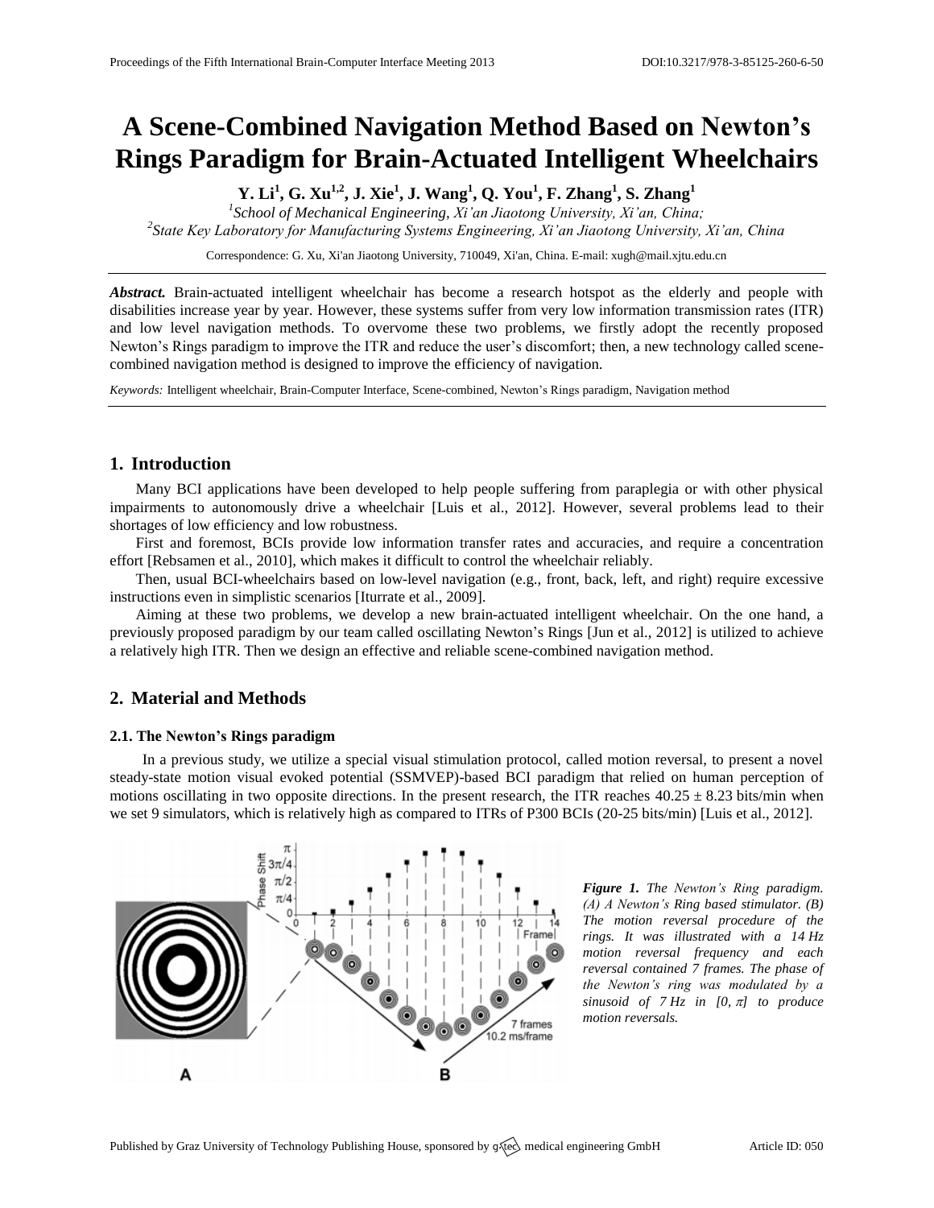# A Scene-Combined Navigation Method Based on Newton's Rings Paradigm for Brain-Actuated Intelligent Wheelchairs

**Y. Li[1], G. Xu[1,2], J. Xie[1], J. Wang[1], Q. You[1], F. Zhang[1], S. Zhang[1]**

[1]*School of Mechanical Engineering, Xi'an Jiaotong University, Xi'an, China;*

[2]*State Key Laboratory for Manufacturing Systems Engineering, Xi'an Jiaotong University, Xi'an, China*

Correspondence: G. Xu, Xi'an Jiaotong University, 710049, Xi'an, China. E-mail: xugh@mail.xjtu.edu.cn

***Abstract.*** Brain-actuated intelligent wheelchair has become a research hotspot as the elderly and people with disabilities increase year by year. However, these systems suffer from very low information transmission rates (ITR) and low level navigation methods. To overvome these two problems, we firstly adopt the recently proposed Newton's Rings paradigm to improve the ITR and reduce the user's discomfort; then, a new technology called scene-combined navigation method is designed to improve the efficiency of navigation.

*Keywords:* Intelligent wheelchair, Brain-Computer Interface, Scene-combined, Newton's Rings paradigm, Navigation method

## 1. Introduction

Many BCI applications have been developed to help people suffering from paraplegia or with other physical impairments to autonomously drive a wheelchair [Luis et al., 2012]. However, several problems lead to their shortages of low efficiency and low robustness.

First and foremost, BCIs provide low information transfer rates and accuracies, and require a concentration effort [Rebsamen et al., 2010], which makes it difficult to control the wheelchair reliably.

Then, usual BCI-wheelchairs based on low-level navigation (e.g., front, back, left, and right) require excessive instructions even in simplistic scenarios [Iturrate et al., 2009].

Aiming at these two problems, we develop a new brain-actuated intelligent wheelchair. On the one hand, a previously proposed paradigm by our team called oscillating Newton's Rings [Jun et al., 2012] is utilized to achieve a relatively high ITR. Then we design an effective and reliable scene-combined navigation method.

## 2. Material and Methods

### 2.1. The Newton's Rings paradigm

In a previous study, we utilize a special visual stimulation protocol, called motion reversal, to present a novel steady-state motion visual evoked potential (SSMVEP)-based BCI paradigm that relied on human perception of motions oscillating in two opposite directions. In the present research, the ITR reaches $40.25 \pm 8.23$ bits/min when we set 9 simulators, which is relatively high as compared to ITRs of P300 BCIs (20-25 bits/min) [Luis et al., 2012].

***Figure 1.*** *The Newton's Ring paradigm. (A) A Newton's Ring based stimulator. (B) The motion reversal procedure of the rings. It was illustrated with a 14 Hz motion reversal frequency and each reversal contained 7 frames. The phase of the Newton's ring was modulated by a sinusoid of 7 Hz in $[0, \pi]$ to produce motion reversals.*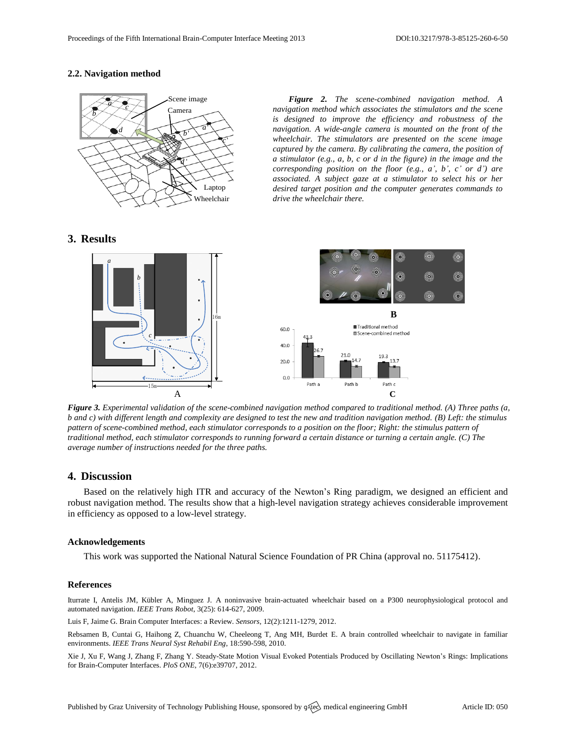### 2.2. Navigation method

Scene image

Camera

Laptop

Wheelchair

a

b

c

d

a'

b'

c'

d'

***Figure 2.*** *The scene-combined navigation method. A navigation method which associates the stimulators and the scene is designed to improve the efficiency and robustness of the navigation. A wide-angle camera is mounted on the front of the wheelchair. The stimulators are presented on the scene image captured by the camera. By calibrating the camera, the position of a stimulator (e.g., a, b, c or d in the figure) in the image and the corresponding position on the floor (e.g., a', b', c' or d') are associated. A subject gaze at a stimulator to select his or her desired target position and the computer generates commands to drive the wheelchair there.*

## 3. Results

a

b

c

16m

15m

A

B

Traditional method

Scene-combined method

60.0

40.0

20.0

0.0

43.3

26.7

21.0

14.7

19.3

13.7

Path a

Path b

Path c

C

***Figure 3.*** *Experimental validation of the scene-combined navigation method compared to traditional method. (A) Three paths (a, b and c) with different length and complexity are designed to test the new and tradition navigation method. (B) Left: the stimulus pattern of scene-combined method, each stimulator corresponds to a position on the floor; Right: the stimulus pattern of traditional method, each stimulator corresponds to running forward a certain distance or turning a certain angle. (C) The average number of instructions needed for the three paths.*

## 4. Discussion

Based on the relatively high ITR and accuracy of the Newton's Ring paradigm, we designed an efficient and robust navigation method. The results show that a high-level navigation strategy achieves considerable improvement in efficiency as opposed to a low-level strategy.

### Acknowledgements

This work was supported the National Natural Science Foundation of PR China (approval no. 51175412).

### References

Iturrate I, Antelis JM, Kübler A, Minguez J. A noninvasive brain-actuated wheelchair based on a P300 neurophysiological protocol and automated navigation. *IEEE Trans Robot*, 3(25): 614-627, 2009.

Luis F, Jaime G. Brain Computer Interfaces: a Review. *Sensors*, 12(2):1211-1279, 2012.

Rebsamen B, Cuntai G, Haihong Z, Chuanchu W, Cheeleong T, Ang MH, Burdet E. A brain controlled wheelchair to navigate in familiar environments. *IEEE Trans Neural Syst Rehabil Eng*, 18:590-598, 2010.

Xie J, Xu F, Wang J, Zhang F, Zhang Y. Steady-State Motion Visual Evoked Potentials Produced by Oscillating Newton's Rings: Implications for Brain-Computer Interfaces. *PloS ONE*, 7(6):e39707, 2012.